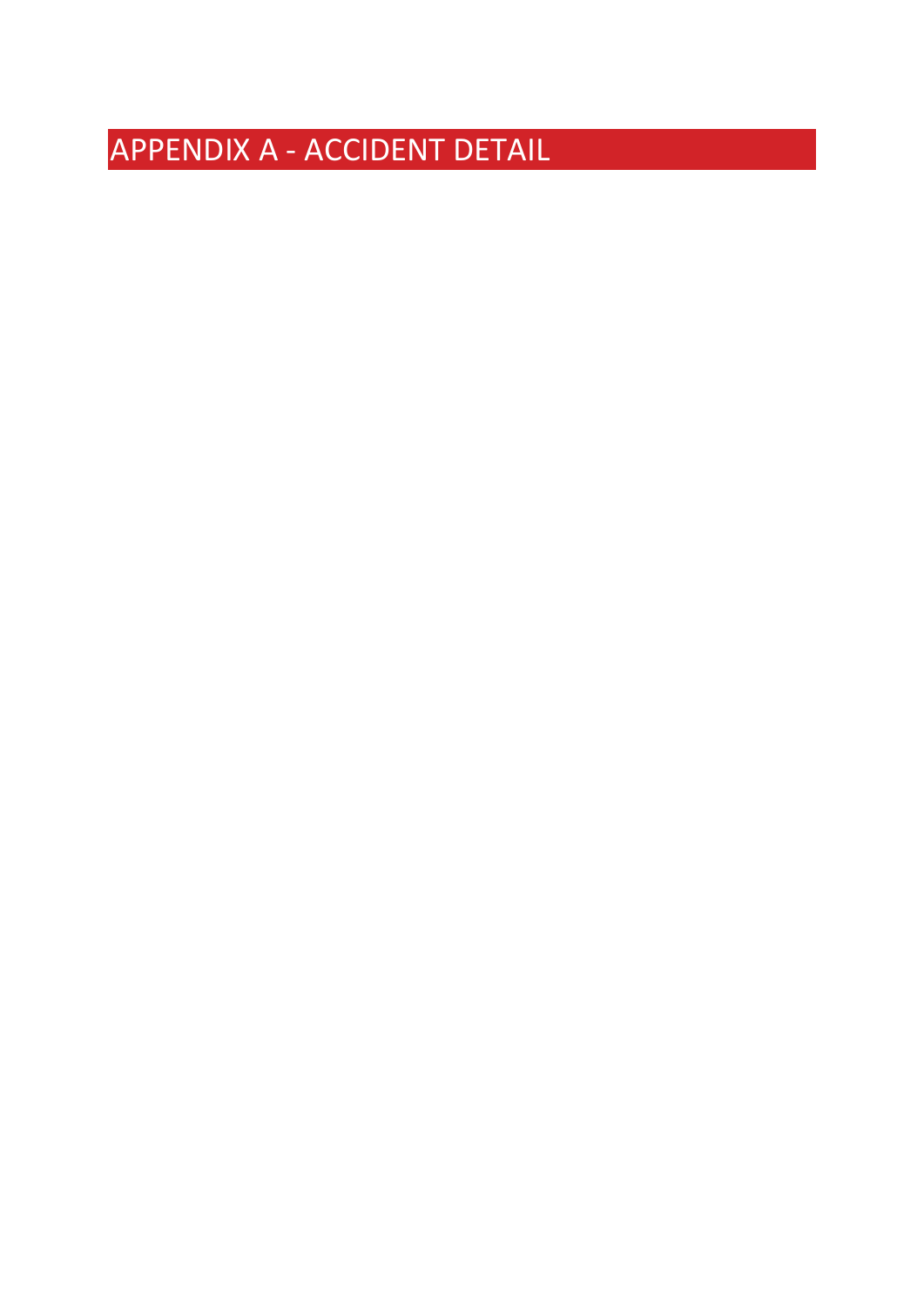# APPENDIX A - ACCIDENT DETAIL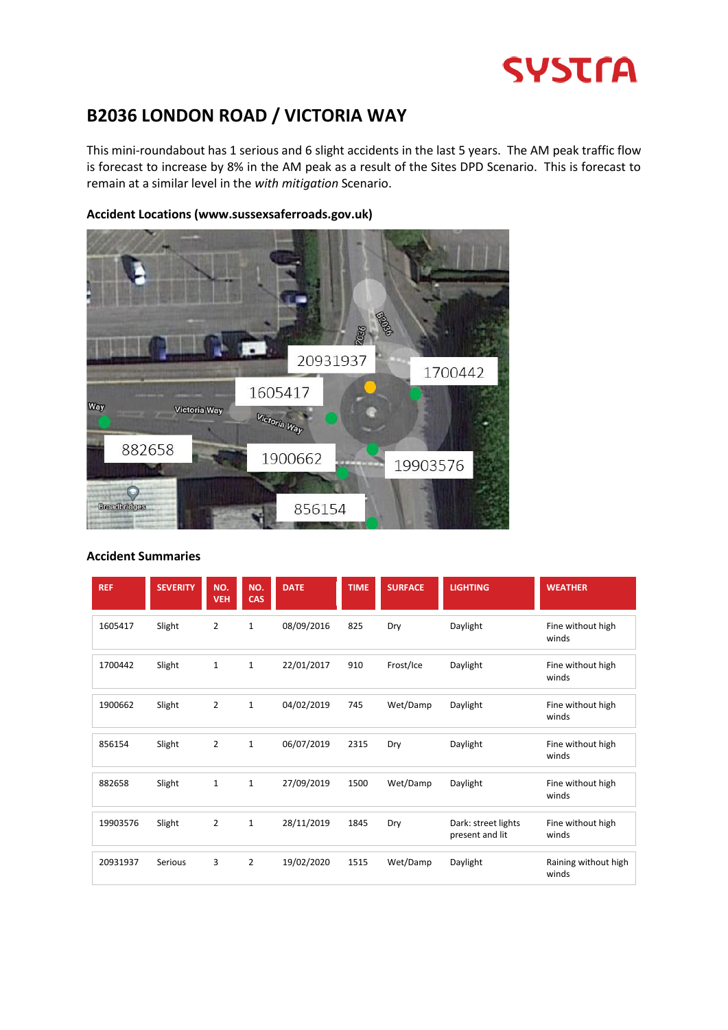# B2036 LONDON ROAD / VICTORIA WAY

This mini-roundabout has 1 serious and 6 slight accidents in the last 5 years. The AM peak traffic flow is forecast to increase by 8% in the AM peak as a result of the Sites DPD Scenario. This is forecast to remain at a similar level in the *with mitigation* Scenario.

**Accident Locations (www.sussexsaferroads.gov.uk)**

**Accident Summaries**

| REF | SEVERITY | NO. VEH | NO. CAS | DATE | TIME | SURFACE | LIGHTING | WEATHER |
|---|---|---|---|---|---|---|---|---|
| 1605417 | Slight | 2 | 1 | 08/09/2016 | 825 | Dry | Daylight | Fine without high winds |
| 1700442 | Slight | 1 | 1 | 22/01/2017 | 910 | Frost/Ice | Daylight | Fine without high winds |
| 1900662 | Slight | 2 | 1 | 04/02/2019 | 745 | Wet/Damp | Daylight | Fine without high winds |
| 856154 | Slight | 2 | 1 | 06/07/2019 | 2315 | Dry | Daylight | Fine without high winds |
| 882658 | Slight | 1 | 1 | 27/09/2019 | 1500 | Wet/Damp | Daylight | Fine without high winds |
| 19903576 | Slight | 2 | 1 | 28/11/2019 | 1845 | Dry | Dark: street lights present and lit | Fine without high winds |
| 20931937 | Serious | 3 | 2 | 19/02/2020 | 1515 | Wet/Damp | Daylight | Raining without high winds |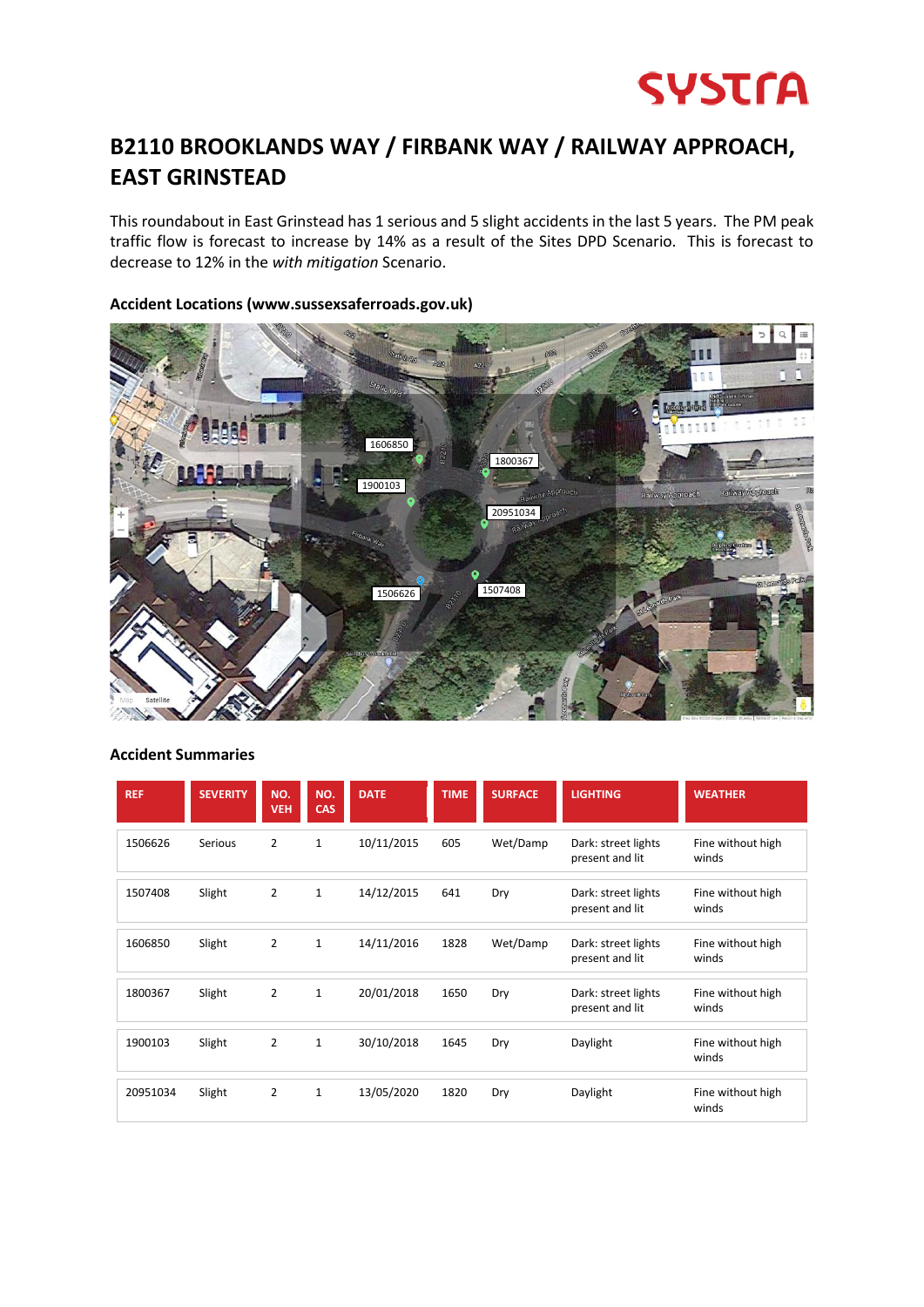# B2110 BROOKLANDS WAY / FIRBANK WAY / RAILWAY APPROACH, EAST GRINSTEAD

This roundabout in East Grinstead has 1 serious and 5 slight accidents in the last 5 years. The PM peak traffic flow is forecast to increase by 14% as a result of the Sites DPD Scenario. This is forecast to decrease to 12% in the *with mitigation* Scenario.

**Accident Locations (www.sussexsaferroads.gov.uk)**

**Accident Summaries**

| REF | SEVERITY | NO. VEH | NO. CAS | DATE | TIME | SURFACE | LIGHTING | WEATHER |
|---|---|---|---|---|---|---|---|---|
| 1506626 | Serious | 2 | 1 | 10/11/2015 | 605 | Wet/Damp | Dark: street lights present and lit | Fine without high winds |
| 1507408 | Slight | 2 | 1 | 14/12/2015 | 641 | Dry | Dark: street lights present and lit | Fine without high winds |
| 1606850 | Slight | 2 | 1 | 14/11/2016 | 1828 | Wet/Damp | Dark: street lights present and lit | Fine without high winds |
| 1800367 | Slight | 2 | 1 | 20/01/2018 | 1650 | Dry | Dark: street lights present and lit | Fine without high winds |
| 1900103 | Slight | 2 | 1 | 30/10/2018 | 1645 | Dry | Daylight | Fine without high winds |
| 20951034 | Slight | 2 | 1 | 13/05/2020 | 1820 | Dry | Daylight | Fine without high winds |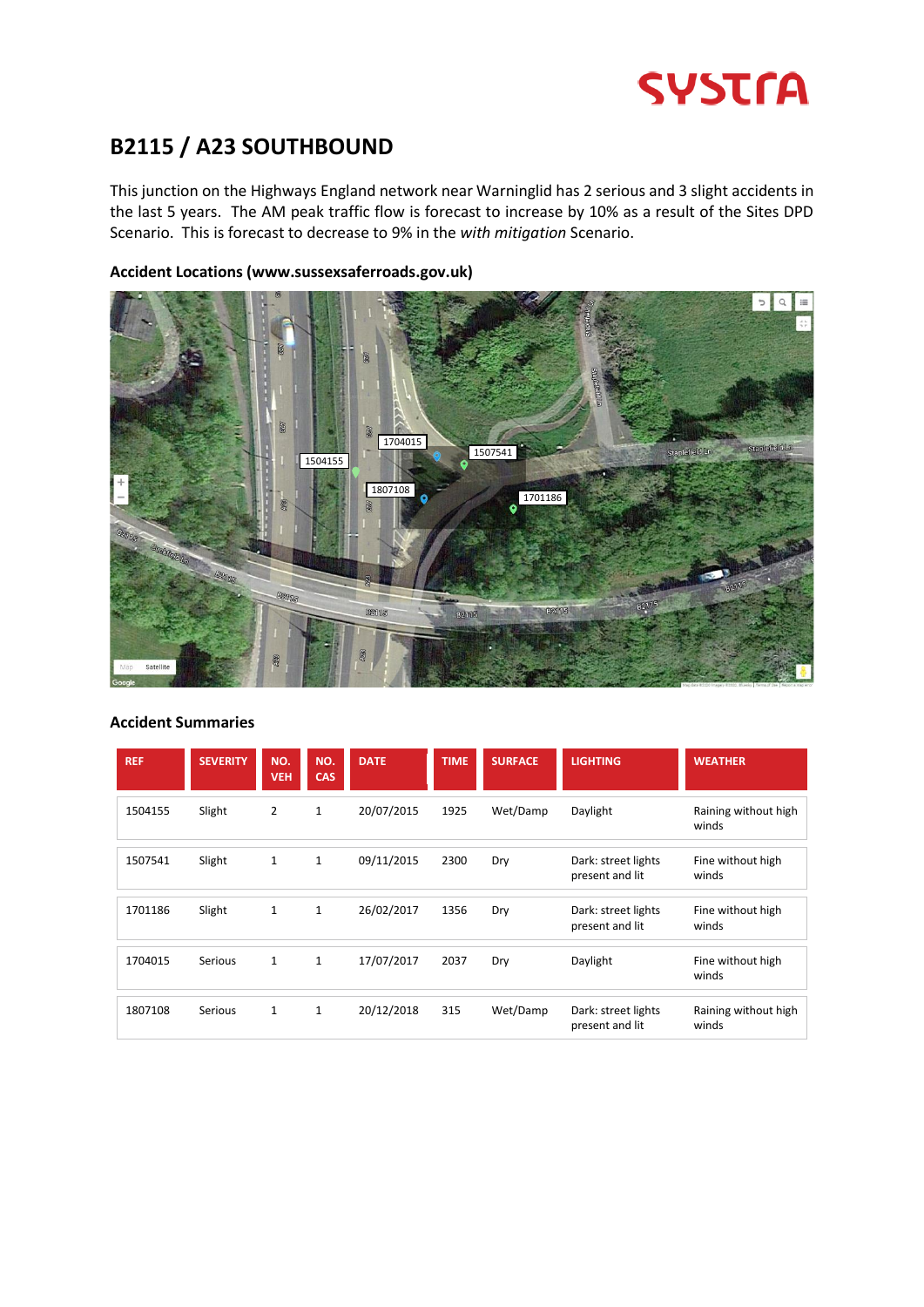# B2115 / A23 SOUTHBOUND

This junction on the Highways England network near Warninglid has 2 serious and 3 slight accidents in the last 5 years. The AM peak traffic flow is forecast to increase by 10% as a result of the Sites DPD Scenario. This is forecast to decrease to 9% in the *with mitigation* Scenario.

### Accident Locations (www.sussexsaferroads.gov.uk)

### Accident Summaries

| REF | SEVERITY | NO. VEH | NO. CAS | DATE | TIME | SURFACE | LIGHTING | WEATHER |
|---|---|---|---|---|---|---|---|---|
| 1504155 | Slight | 2 | 1 | 20/07/2015 | 1925 | Wet/Damp | Daylight | Raining without high winds |
| 1507541 | Slight | 1 | 1 | 09/11/2015 | 2300 | Dry | Dark: street lights present and lit | Fine without high winds |
| 1701186 | Slight | 1 | 1 | 26/02/2017 | 1356 | Dry | Dark: street lights present and lit | Fine without high winds |
| 1704015 | Serious | 1 | 1 | 17/07/2017 | 2037 | Dry | Daylight | Fine without high winds |
| 1807108 | Serious | 1 | 1 | 20/12/2018 | 315 | Wet/Damp | Dark: street lights present and lit | Raining without high winds |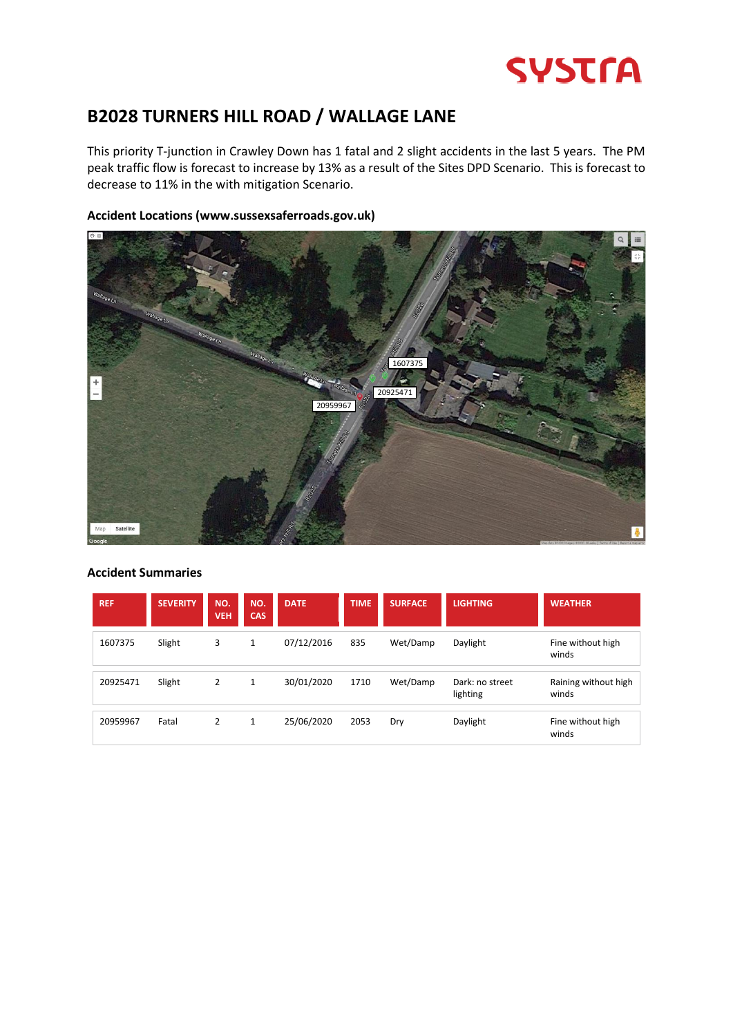## B2028 TURNERS HILL ROAD / WALLAGE LANE

This priority T-junction in Crawley Down has 1 fatal and 2 slight accidents in the last 5 years. The PM peak traffic flow is forecast to increase by 13% as a result of the Sites DPD Scenario. This is forecast to decrease to 11% in the with mitigation Scenario.

### Accident Locations (www.sussexsaferroads.gov.uk)

### Accident Summaries

| REF | SEVERITY | NO. VEH | NO. CAS | DATE | TIME | SURFACE | LIGHTING | WEATHER |
|---|---|---|---|---|---|---|---|---|
| 1607375 | Slight | 3 | 1 | 07/12/2016 | 835 | Wet/Damp | Daylight | Fine without high winds |
| 20925471 | Slight | 2 | 1 | 30/01/2020 | 1710 | Wet/Damp | Dark: no street lighting | Raining without high winds |
| 20959967 | Fatal | 2 | 1 | 25/06/2020 | 2053 | Dry | Daylight | Fine without high winds |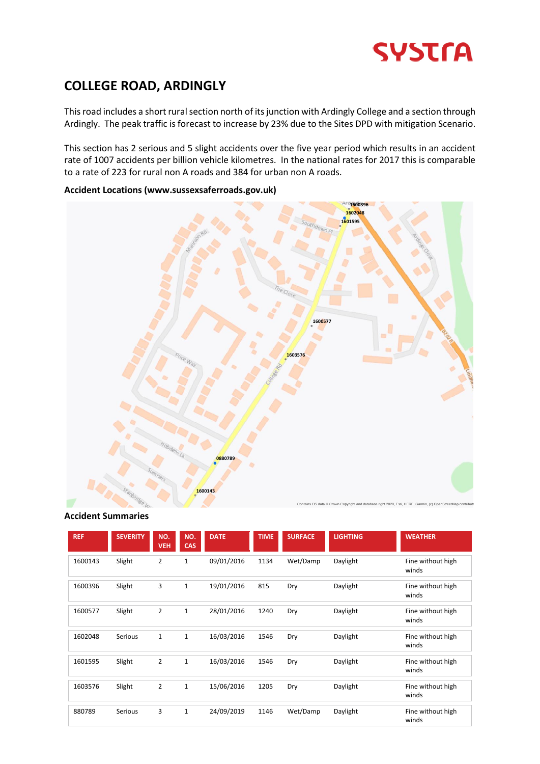# COLLEGE ROAD, ARDINGLY

This road includes a short rural section north of its junction with Ardingly College and a section through Ardingly. The peak traffic is forecast to increase by 23% due to the Sites DPD with mitigation Scenario.

This section has 2 serious and 5 slight accidents over the five year period which results in an accident rate of 1007 accidents per billion vehicle kilometres. In the national rates for 2017 this is comparable to a rate of 223 for rural non A roads and 384 for urban non A roads.

**Accident Locations (www.sussexsaferroads.gov.uk)**

**Accident Summaries**

| REF | SEVERITY | NO. VEH | NO. CAS | DATE | TIME | SURFACE | LIGHTING | WEATHER |
|---|---|---|---|---|---|---|---|---|
| 1600143 | Slight | 2 | 1 | 09/01/2016 | 1134 | Wet/Damp | Daylight | Fine without high winds |
| 1600396 | Slight | 3 | 1 | 19/01/2016 | 815 | Dry | Daylight | Fine without high winds |
| 1600577 | Slight | 2 | 1 | 28/01/2016 | 1240 | Dry | Daylight | Fine without high winds |
| 1602048 | Serious | 1 | 1 | 16/03/2016 | 1546 | Dry | Daylight | Fine without high winds |
| 1601595 | Slight | 2 | 1 | 16/03/2016 | 1546 | Dry | Daylight | Fine without high winds |
| 1603576 | Slight | 2 | 1 | 15/06/2016 | 1205 | Dry | Daylight | Fine without high winds |
| 880789 | Serious | 3 | 1 | 24/09/2019 | 1146 | Wet/Damp | Daylight | Fine without high winds |